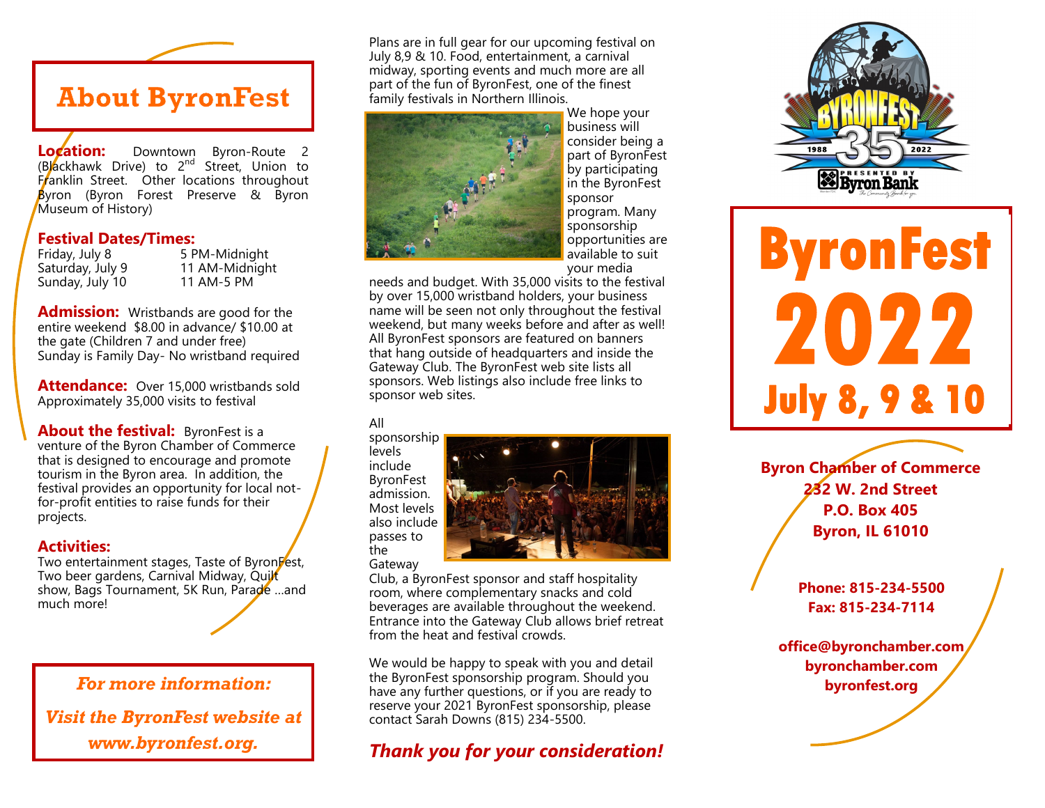## About ByronFest

**Location:** Downtown Byron-Route 2 (Blackhawk Drive) to 2nd Street, Union to Franklin Street. Other locations throughout Byron (Byron Forest Preserve & Byron Museum of History)

**Festival Dates/Times:**

| | |
|---|---|
| Friday, July 8 | 5 PM-Midnight |
| Saturday, July 9 | 11 AM-Midnight |
| Sunday, July 10 | 11 AM-5 PM |

**Admission:** Wristbands are good for the entire weekend $8.00 in advance/ $10.00 at the gate (Children 7 and under free)
Sunday is Family Day- No wristband required

**Attendance:** Over 15,000 wristbands sold
Approximately 35,000 visits to festival

**About the festival:** ByronFest is a venture of the Byron Chamber of Commerce that is designed to encourage and promote tourism in the Byron area. In addition, the festival provides an opportunity for local not-for-profit entities to raise funds for their projects.

**Activities:**
Two entertainment stages, Taste of ByronFest, Two beer gardens, Carnival Midway, Quilt show, Bags Tournament, 5K Run, Parade ...and much more!

***For more information:***

***Visit the ByronFest website at www.byronfest.org.***

Plans are in full gear for our upcoming festival on July 8,9 & 10. Food, entertainment, a carnival midway, sporting events and much more are all part of the fun of ByronFest, one of the finest family festivals in Northern Illinois.

We hope your business will consider being a part of ByronFest by participating in the ByronFest sponsor program. Many sponsorship opportunities are available to suit your media needs and budget. With 35,000 visits to the festival by over 15,000 wristband holders, your business name will be seen not only throughout the festival weekend, but many weeks before and after as well! All ByronFest sponsors are featured on banners that hang outside of headquarters and inside the Gateway Club. The ByronFest web site lists all sponsors. Web listings also include free links to sponsor web sites.

All sponsorship levels include ByronFest admission. Most levels also include passes to the Gateway Club, a ByronFest sponsor and staff hospitality room, where complementary snacks and cold beverages are available throughout the weekend. Entrance into the Gateway Club allows brief retreat from the heat and festival crowds.

We would be happy to speak with you and detail the ByronFest sponsorship program. Should you have any further questions, or if you are ready to reserve your 2021 ByronFest sponsorship, please contact Sarah Downs (815) 234-5500.

***Thank you for your consideration!***

# ByronFest 2022

## July 8, 9 & 10

**Byron Chamber of Commerce**
**232 W. 2nd Street**
**P.O. Box 405**
**Byron, IL 61010**

**Phone: 815-234-5500**
**Fax: 815-234-7114**

**office@byronchamber.com**
**byronchamber.com**
**byronfest.org**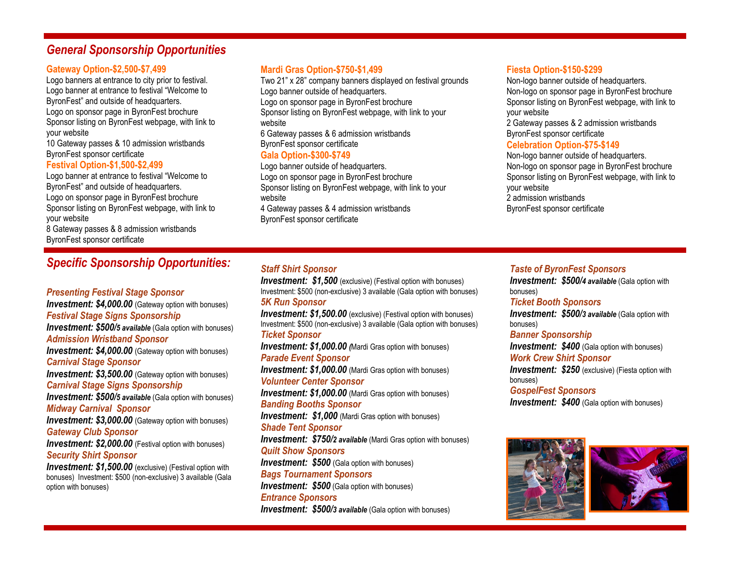## General Sponsorship Opportunities

### Gateway Option-$2,500-$7,499

Logo banners at entrance to city prior to festival.
Logo banner at entrance to festival "Welcome to ByronFest" and outside of headquarters.
Logo on sponsor page in ByronFest brochure
Sponsor listing on ByronFest webpage, with link to your website
10 Gateway passes & 10 admission wristbands
ByronFest sponsor certificate

### Festival Option-$1,500-$2,499

Logo banner at entrance to festival "Welcome to ByronFest" and outside of headquarters.
Logo on sponsor page in ByronFest brochure
Sponsor listing on ByronFest webpage, with link to your website
8 Gateway passes & 8 admission wristbands
ByronFest sponsor certificate

### Mardi Gras Option-$750-$1,499

Two 21" x 28" company banners displayed on festival grounds
Logo banner outside of headquarters.
Logo on sponsor page in ByronFest brochure
Sponsor listing on ByronFest webpage, with link to your website
6 Gateway passes & 6 admission wristbands
ByronFest sponsor certificate

### Gala Option-$300-$749

Logo banner outside of headquarters.
Logo on sponsor page in ByronFest brochure
Sponsor listing on ByronFest webpage, with link to your website
4 Gateway passes & 4 admission wristbands
ByronFest sponsor certificate

### Fiesta Option-$150-$299

Non-logo banner outside of headquarters.
Non-logo on sponsor page in ByronFest brochure
Sponsor listing on ByronFest webpage, with link to your website
2 Gateway passes & 2 admission wristbands
ByronFest sponsor certificate

### Celebration Option-$75-$149

Non-logo banner outside of headquarters.
Non-logo on sponsor page in ByronFest brochure
Sponsor listing on ByronFest webpage, with link to your website
2 admission wristbands
ByronFest sponsor certificate

## Specific Sponsorship Opportunities:

***Presenting Festival Stage Sponsor***
***Investment: $4,000.00*** (Gateway option with bonuses)

***Festival Stage Signs Sponsorship***
***Investment: $500/5 available*** (Gala option with bonuses)

***Admission Wristband Sponsor***
***Investment: $4,000.00*** (Gateway option with bonuses)

***Carnival Stage Sponsor***
***Investment: $3,500.00*** (Gateway option with bonuses)

***Carnival Stage Signs Sponsorship***
***Investment: $500/5 available*** (Gala option with bonuses)

***Midway Carnival Sponsor***
***Investment: $3,000.00*** (Gateway option with bonuses)

***Gateway Club Sponsor***
***Investment: $2,000.00*** (Festival option with bonuses)

***Security Shirt Sponsor***
***Investment: $1,500.00*** (exclusive) (Festival option with bonuses) Investment: $500 (non-exclusive) 3 available (Gala option with bonuses)

***Staff Shirt Sponsor***
***Investment: $1,500*** (exclusive) (Festival option with bonuses)
Investment: $500 (non-exclusive) 3 available (Gala option with bonuses)

***5K Run Sponsor***
***Investment: $1,500.00*** (exclusive) (Festival option with bonuses)
Investment: $500 (non-exclusive) 3 available (Gala option with bonuses)

***Ticket Sponsor***
***Investment: $1,000.00*** (Mardi Gras option with bonuses)

***Parade Event Sponsor***
***Investment: $1,000.00*** (Mardi Gras option with bonuses)

***Volunteer Center Sponsor***
***Investment: $1,000.00*** (Mardi Gras option with bonuses)

***Banding Booths Sponsor***
***Investment: $1,000*** (Mardi Gras option with bonuses)

***Shade Tent Sponsor***
***Investment: $750/2 available*** (Mardi Gras option with bonuses)

***Quilt Show Sponsors***
***Investment: $500*** (Gala option with bonuses)

***Bags Tournament Sponsors***
***Investment: $500*** (Gala option with bonuses)

***Entrance Sponsors***
***Investment: $500/3 available*** (Gala option with bonuses)

***Taste of ByronFest Sponsors***
***Investment: $500/4 available*** (Gala option with bonuses)

***Ticket Booth Sponsors***
***Investment: $500/3 available*** (Gala option with bonuses)

***Banner Sponsorship***
***Investment: $400*** (Gala option with bonuses)

***Work Crew Shirt Sponsor***
***Investment: $250*** (exclusive) (Fiesta option with bonuses)

***GospelFest Sponsors***
***Investment: $400*** (Gala option with bonuses)